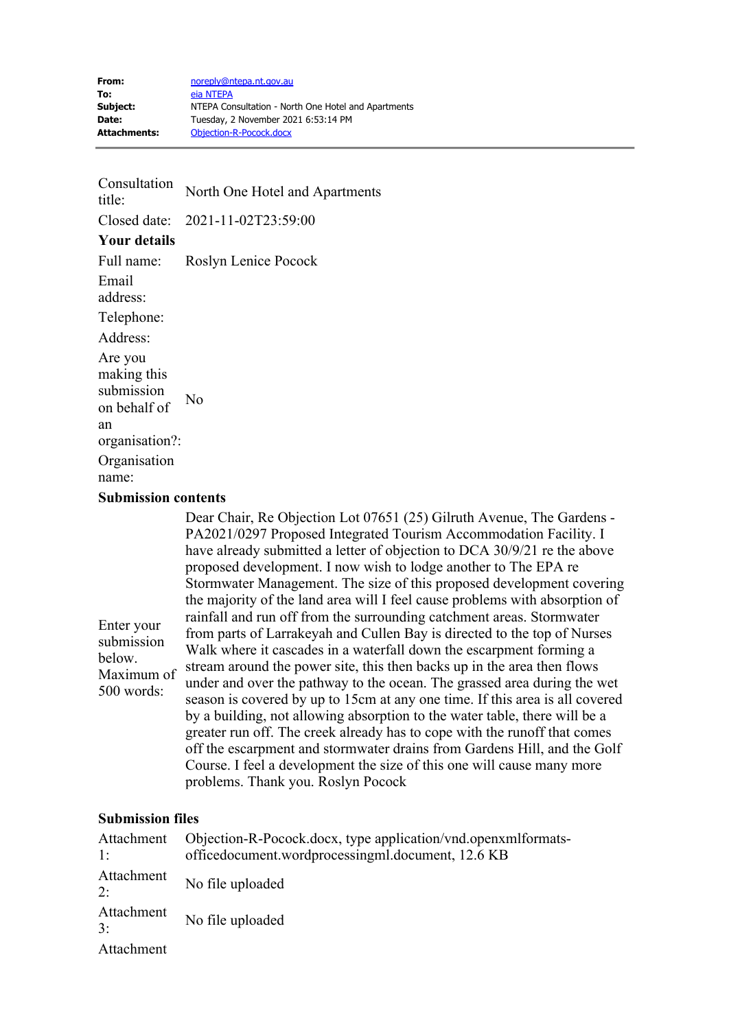| | |
|---|---|
| **From:** | noreply@ntepa.nt.gov.au |
| **To:** | eia NTEPA |
| **Subject:** | NTEPA Consultation - North One Hotel and Apartments |
| **Date:** | Tuesday, 2 November 2021 6:53:14 PM |
| **Attachments:** | Objection-R-Pocock.docx |

---

| | |
|---|---|
| Consultation title: | North One Hotel and Apartments |
| Closed date: | 2021-11-02T23:59:00 |

**Your details**

| | |
|---|---|
| Full name: | Roslyn Lenice Pocock |
| Email address: | |
| Telephone: | |
| Address: | |
| Are you making this submission on behalf of an organisation?: | No |
| Organisation name: | |

**Submission contents**

| | |
|---|---|
| Enter your submission below. Maximum of 500 words: | Dear Chair, Re Objection Lot 07651 (25) Gilruth Avenue, The Gardens - PA2021/0297 Proposed Integrated Tourism Accommodation Facility. I have already submitted a letter of objection to DCA 30/9/21 re the above proposed development. I now wish to lodge another to The EPA re Stormwater Management. The size of this proposed development covering the majority of the land area will I feel cause problems with absorption of rainfall and run off from the surrounding catchment areas. Stormwater from parts of Larrakeyah and Cullen Bay is directed to the top of Nurses Walk where it cascades in a waterfall down the escarpment forming a stream around the power site, this then backs up in the area then flows under and over the pathway to the ocean. The grassed area during the wet season is covered by up to 15cm at any one time. If this area is all covered by a building, not allowing absorption to the water table, there will be a greater run off. The creek already has to cope with the runoff that comes off the escarpment and stormwater drains from Gardens Hill, and the Golf Course. I feel a development the size of this one will cause many more problems. Thank you. Roslyn Pocock |

**Submission files**

| | |
|---|---|
| Attachment 1: | Objection-R-Pocock.docx, type application/vnd.openxmlformats-officedocument.wordprocessingml.document, 12.6 KB |
| Attachment 2: | No file uploaded |
| Attachment 3: | No file uploaded |
| Attachment | |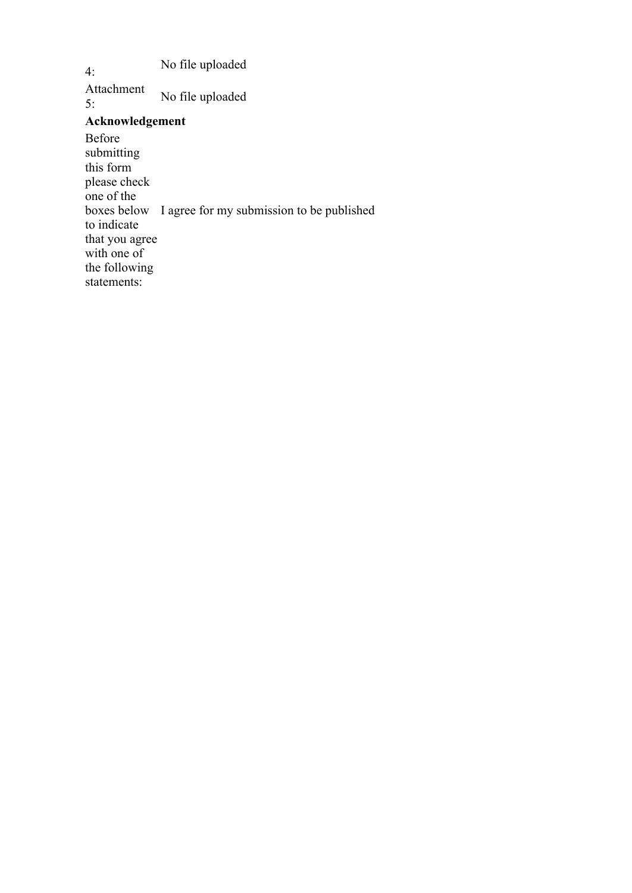| | |
|---|---|
| 4: | No file uploaded |
| Attachment 5: | No file uploaded |

**Acknowledgement**

| | |
|---|---|
| Before submitting this form please check one of the boxes below to indicate that you agree with one of the following statements: | I agree for my submission to be published |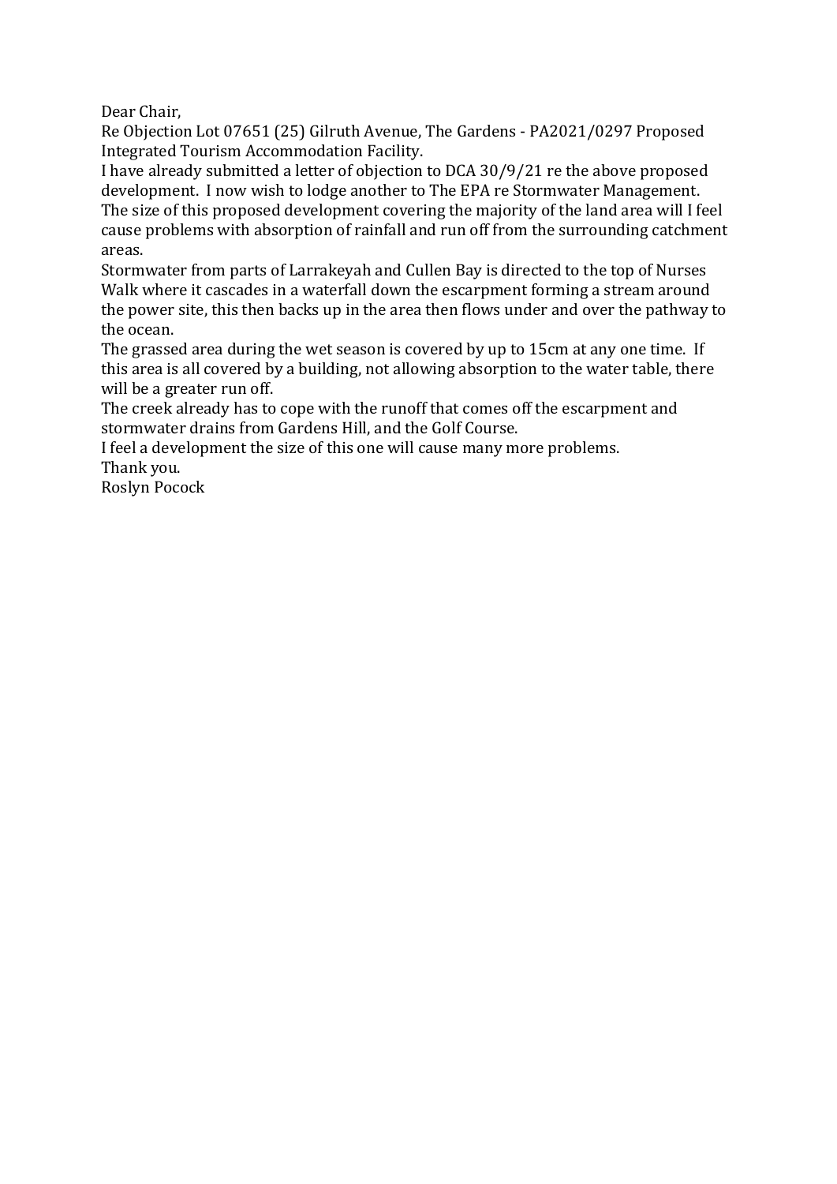Dear Chair,

Re Objection Lot 07651 (25) Gilruth Avenue, The Gardens - PA2021/0297 Proposed Integrated Tourism Accommodation Facility.

I have already submitted a letter of objection to DCA 30/9/21 re the above proposed development. I now wish to lodge another to The EPA re Stormwater Management.

The size of this proposed development covering the majority of the land area will I feel cause problems with absorption of rainfall and run off from the surrounding catchment areas.

Stormwater from parts of Larrakeyah and Cullen Bay is directed to the top of Nurses Walk where it cascades in a waterfall down the escarpment forming a stream around the power site, this then backs up in the area then flows under and over the pathway to the ocean.

The grassed area during the wet season is covered by up to 15cm at any one time. If this area is all covered by a building, not allowing absorption to the water table, there will be a greater run off.

The creek already has to cope with the runoff that comes off the escarpment and stormwater drains from Gardens Hill, and the Golf Course.

I feel a development the size of this one will cause many more problems.

Thank you.

Roslyn Pocock